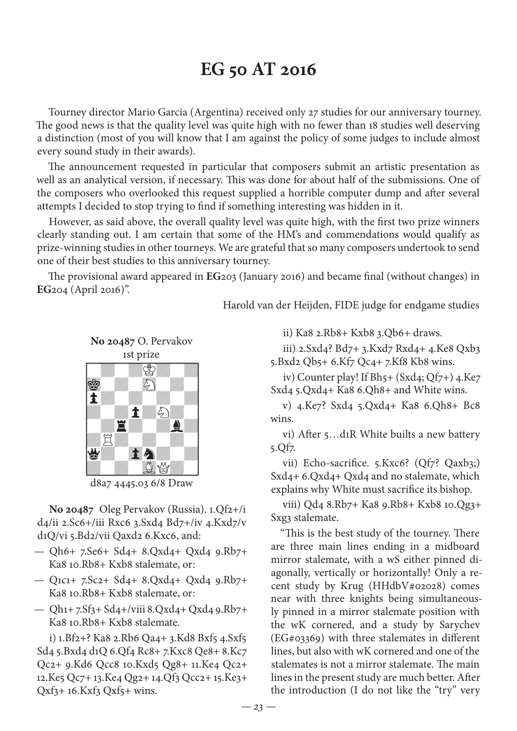# EG 50 AT 2016

Tourney director Mario Garcia (Argentina) received only 27 studies for our anniversary tourney. The good news is that the quality level was quite high with no fewer than 18 studies well deserving a distinction (most of you will know that I am against the policy of some judges to include almost every sound study in their awards).

The announcement requested in particular that composers submit an artistic presentation as well as an analytical version, if necessary. This was done for about half of the submissions. One of the composers who overlooked this request supplied a horrible computer dump and after several attempts I decided to stop trying to find if something interesting was hidden in it.

However, as said above, the overall quality level was quite high, with the first two prize winners clearly standing out. I am certain that some of the HM's and commendations would qualify as prize-winning studies in other tourneys. We are grateful that so many composers undertook to send one of their best studies to this anniversary tourney.

The provisional award appeared in **EG**203 (January 2016) and became final (without changes) in **EG**204 (April 2016)".

Harold van der Heijden, FIDE judge for endgame studies

**No 20487** O. Pervakov
1st prize

d8a7 4445.03 6/8 Draw

**No 20487** Oleg Pervakov (Russia). 1.Qf2+/i d4/ii 2.Sc6+/iii Rxc6 3.Sxd4 Bd7+/iv 4.Kxd7/v d1Q/vi 5.Bd2/vii Qaxd2 6.Kxc6, and:

- — Qh6+ 7.Se6+ Sd4+ 8.Qxd4+ Qxd4 9.Rb7+ Ka8 10.Rb8+ Kxb8 stalemate, or:
- — Q1c1+ 7.Sc2+ Sd4+ 8.Qxd4+ Qxd4 9.Rb7+ Ka8 10.Rb8+ Kxb8 stalemate, or:
- — Qh1+ 7.Sf3+ Sd4+/viii 8.Qxd4+ Qxd4 9.Rb7+ Ka8 10.Rb8+ Kxb8 stalemate.

i) 1.Bf2+? Ka8 2.Rb6 Qa4+ 3.Kd8 Bxf5 4.Sxf5 Sd4 5.Bxd4 d1Q 6.Qf4 Rc8+ 7.Kxc8 Qe8+ 8.Kc7 Qc2+ 9.Kd6 Qcc8 10.Kxd5 Qg8+ 11.Ke4 Qc2+ 12.Ke5 Qc7+ 13.Ke4 Qg2+ 14.Qf3 Qcc2+ 15.Ke3+ Qxf3+ 16.Kxf3 Qxf5+ wins.

ii) Ka8 2.Rb8+ Kxb8 3.Qb6+ draws.

iii) 2.Sxd4? Bd7+ 3.Kxd7 Rxd4+ 4.Ke8 Qxb3 5.Bxd2 Qb5+ 6.Kf7 Qc4+ 7.Kf8 Kb8 wins.

iv) Counter play! If Bh5+ (Sxd4; Qf7+) 4.Ke7 Sxd4 5.Qxd4+ Ka8 6.Qh8+ and White wins.

v) 4.Ke7? Sxd4 5.Qxd4+ Ka8 6.Qh8+ Bc8 wins.

vi) After 5…d1R White builts a new battery 5.Qf7.

vii) Echo-sacrifice. 5.Kxc6? (Qf7? Qaxb3;) Sxd4+ 6.Qxd4+ Qxd4 and no stalemate, which explains why White must sacrifice its bishop.

viii) Qd4 8.Rb7+ Ka8 9.Rb8+ Kxb8 10.Qg3+ Sxg3 stalemate.

"This is the best study of the tourney. There are three main lines ending in a midboard mirror stalemate, with a wS either pinned diagonally, vertically or horizontally! Only a recent study by Krug (HHdbV#02028) comes near with three knights being simultaneously pinned in a mirror stalemate position with the wK cornered, and a study by Sarychev (EG#03369) with three stalemates in different lines, but also with wK cornered and one of the stalemates is not a mirror stalemate. The main lines in the present study are much better. After the introduction (I do not like the "try" very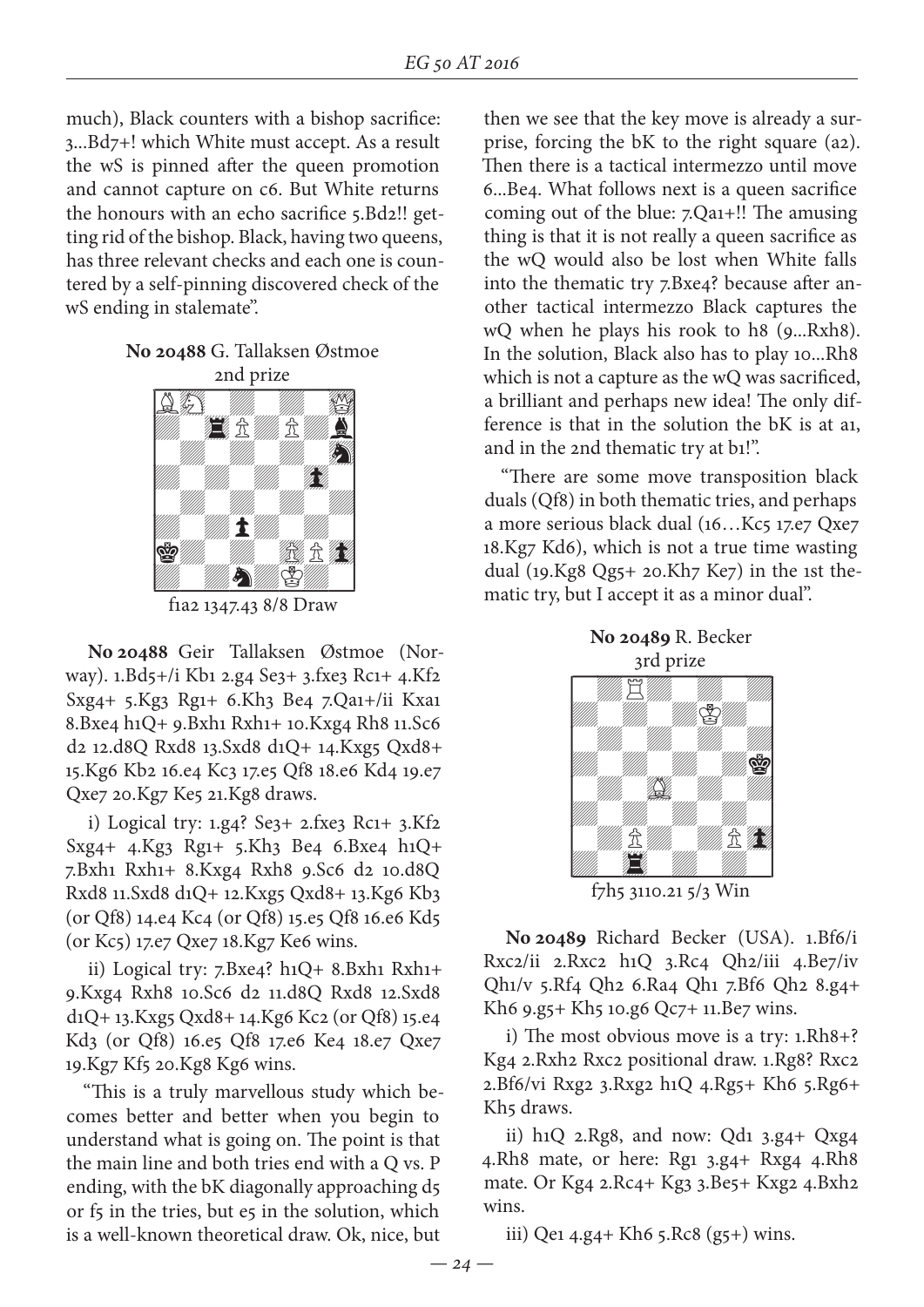much), Black counters with a bishop sacrifice: 3...Bd7+! which White must accept. As a result the wS is pinned after the queen promotion and cannot capture on c6. But White returns the honours with an echo sacrifice 5.Bd2!! getting rid of the bishop. Black, having two queens, has three relevant checks and each one is countered by a self-pinning discovered check of the wS ending in stalemate".

**No 20488** G. Tallaksen Østmoe
2nd prize

f1a2 1347.43 8/8 Draw

**No 20488** Geir Tallaksen Østmoe (Norway). 1.Bd5+/i Kb1 2.g4 Se3+ 3.fxe3 Rc1+ 4.Kf2 Sxg4+ 5.Kg3 Rg1+ 6.Kh3 Be4 7.Qa1+/ii Kxa1 8.Bxe4 h1Q+ 9.Bxh1 Rxh1+ 10.Kxg4 Rh8 11.Sc6 d2 12.d8Q Rxd8 13.Sxd8 d1Q+ 14.Kxg5 Qxd8+ 15.Kg6 Kb2 16.e4 Kc3 17.e5 Qf8 18.e6 Kd4 19.e7 Qxe7 20.Kg7 Ke5 21.Kg8 draws.

i) Logical try: 1.g4? Se3+ 2.fxe3 Rc1+ 3.Kf2 Sxg4+ 4.Kg3 Rg1+ 5.Kh3 Be4 6.Bxe4 h1Q+ 7.Bxh1 Rxh1+ 8.Kxg4 Rxh8 9.Sc6 d2 10.d8Q Rxd8 11.Sxd8 d1Q+ 12.Kxg5 Qxd8+ 13.Kg6 Kb3 (or Qf8) 14.e4 Kc4 (or Qf8) 15.e5 Qf8 16.e6 Kd5 (or Kc5) 17.e7 Qxe7 18.Kg7 Ke6 wins.

ii) Logical try: 7.Bxe4? h1Q+ 8.Bxh1 Rxh1+ 9.Kxg4 Rxh8 10.Sc6 d2 11.d8Q Rxd8 12.Sxd8 d1Q+ 13.Kxg5 Qxd8+ 14.Kg6 Kc2 (or Qf8) 15.e4 Kd3 (or Qf8) 16.e5 Qf8 17.e6 Ke4 18.e7 Qxe7 19.Kg7 Kf5 20.Kg8 Kg6 wins.

"This is a truly marvellous study which becomes better and better when you begin to understand what is going on. The point is that the main line and both tries end with a Q vs. P ending, with the bK diagonally approaching d5 or f5 in the tries, but e5 in the solution, which is a well-known theoretical draw. Ok, nice, but then we see that the key move is already a surprise, forcing the bK to the right square (a2). Then there is a tactical intermezzo until move 6...Be4. What follows next is a queen sacrifice coming out of the blue: 7.Qa1+!! The amusing thing is that it is not really a queen sacrifice as the wQ would also be lost when White falls into the thematic try 7.Bxe4? because after another tactical intermezzo Black captures the wQ when he plays his rook to h8 (9...Rxh8). In the solution, Black also has to play 10...Rh8 which is not a capture as the wQ was sacrificed, a brilliant and perhaps new idea! The only difference is that in the solution the bK is at a1, and in the 2nd thematic try at b1!".

"There are some move transposition black duals (Qf8) in both thematic tries, and perhaps a more serious black dual (16…Kc5 17.e7 Qxe7 18.Kg7 Kd6), which is not a true time wasting dual (19.Kg8 Qg5+ 20.Kh7 Ke7) in the 1st thematic try, but I accept it as a minor dual".

**No 20489** R. Becker
3rd prize

f7h5 3110.21 5/3 Win

**No 20489** Richard Becker (USA). 1.Bf6/i Rxc2/ii 2.Rxc2 h1Q 3.Rc4 Qh2/iii 4.Be7/iv Qh1/v 5.Rf4 Qh2 6.Ra4 Qh1 7.Bf6 Qh2 8.g4+ Kh6 9.g5+ Kh5 10.g6 Qc7+ 11.Be7 wins.

i) The most obvious move is a try: 1.Rh8+? Kg4 2.Rxh2 Rxc2 positional draw. 1.Rg8? Rxc2 2.Bf6/vi Rxg2 3.Rxg2 h1Q 4.Rg5+ Kh6 5.Rg6+ Kh5 draws.

ii) h1Q 2.Rg8, and now: Qd1 3.g4+ Qxg4 4.Rh8 mate, or here: Rg1 3.g4+ Rxg4 4.Rh8 mate. Or Kg4 2.Rc4+ Kg3 3.Be5+ Kxg2 4.Bxh2 wins.

iii) Qe1 4.g4+ Kh6 5.Rc8 (g5+) wins.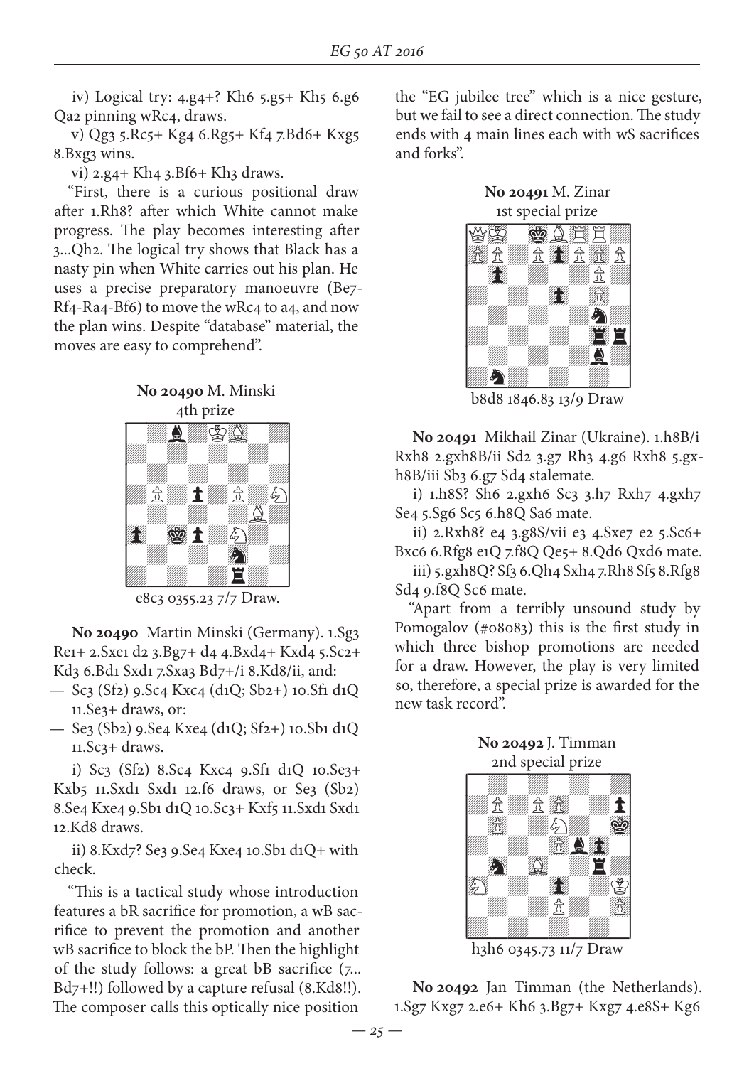iv) Logical try: 4.g4+? Kh6 5.g5+ Kh5 6.g6 Qa2 pinning wRc4, draws.

v) Qg3 5.Rc5+ Kg4 6.Rg5+ Kf4 7.Bd6+ Kxg5 8.Bxg3 wins.

vi) 2.g4+ Kh4 3.Bf6+ Kh3 draws.

"First, there is a curious positional draw after 1.Rh8? after which White cannot make progress. The play becomes interesting after 3...Qh2. The logical try shows that Black has a nasty pin when White carries out his plan. He uses a precise preparatory manoeuvre (Be7-Rf4-Ra4-Bf6) to move the wRc4 to a4, and now the plan wins. Despite "database" material, the moves are easy to comprehend".

**No 20490** M. Minski
4th prize

e8c3 0355.23 7/7 Draw.

**No 20490** Martin Minski (Germany). 1.Sg3 Re1+ 2.Sxe1 d2 3.Bg7+ d4 4.Bxd4+ Kxd4 5.Sc2+ Kd3 6.Bd1 Sxd1 7.Sxa3 Bd7+/i 8.Kd8/ii, and:

— Sc3 (Sf2) 9.Sc4 Kxc4 (d1Q; Sb2+) 10.Sf1 d1Q 11.Se3+ draws, or:

— Se3 (Sb2) 9.Se4 Kxe4 (d1Q; Sf2+) 10.Sb1 d1Q 11.Sc3+ draws.

i) Sc3 (Sf2) 8.Sc4 Kxc4 9.Sf1 d1Q 10.Se3+ Kxb5 11.Sxd1 Sxd1 12.f6 draws, or Se3 (Sb2) 8.Se4 Kxe4 9.Sb1 d1Q 10.Sc3+ Kxf5 11.Sxd1 Sxd1 12.Kd8 draws.

ii) 8.Kxd7? Se3 9.Se4 Kxe4 10.Sb1 d1Q+ with check.

"This is a tactical study whose introduction features a bR sacrifice for promotion, a wB sacrifice to prevent the promotion and another wB sacrifice to block the bP. Then the highlight of the study follows: a great bB sacrifice (7... Bd7+!!) followed by a capture refusal (8.Kd8!!). The composer calls this optically nice position the "EG jubilee tree" which is a nice gesture, but we fail to see a direct connection. The study ends with 4 main lines each with wS sacrifices and forks".

**No 20491** M. Zinar
1st special prize

b8d8 1846.83 13/9 Draw

**No 20491** Mikhail Zinar (Ukraine). 1.h8B/i Rxh8 2.gxh8B/ii Sd2 3.g7 Rh3 4.g6 Rxh8 5.gxh8B/iii Sb3 6.g7 Sd4 stalemate.

i) 1.h8S? Sh6 2.gxh6 Sc3 3.h7 Rxh7 4.gxh7 Se4 5.Sg6 Sc5 6.h8Q Sa6 mate.

ii) 2.Rxh8? e4 3.g8S/vii e3 4.Sxe7 e2 5.Sc6+ Bxc6 6.Rfg8 e1Q 7.f8Q Qe5+ 8.Qd6 Qxd6 mate.

iii) 5.gxh8Q? Sf3 6.Qh4 Sxh4 7.Rh8 Sf5 8.Rfg8 Sd4 9.f8Q Sc6 mate.

"Apart from a terribly unsound study by Pomogalov (#08083) this is the first study in which three bishop promotions are needed for a draw. However, the play is very limited so, therefore, a special prize is awarded for the new task record".

**No 20492** J. Timman
2nd special prize

h3h6 0345.73 11/7 Draw

**No 20492** Jan Timman (the Netherlands). 1.Sg7 Kxg7 2.e6+ Kh6 3.Bg7+ Kxg7 4.e8S+ Kg6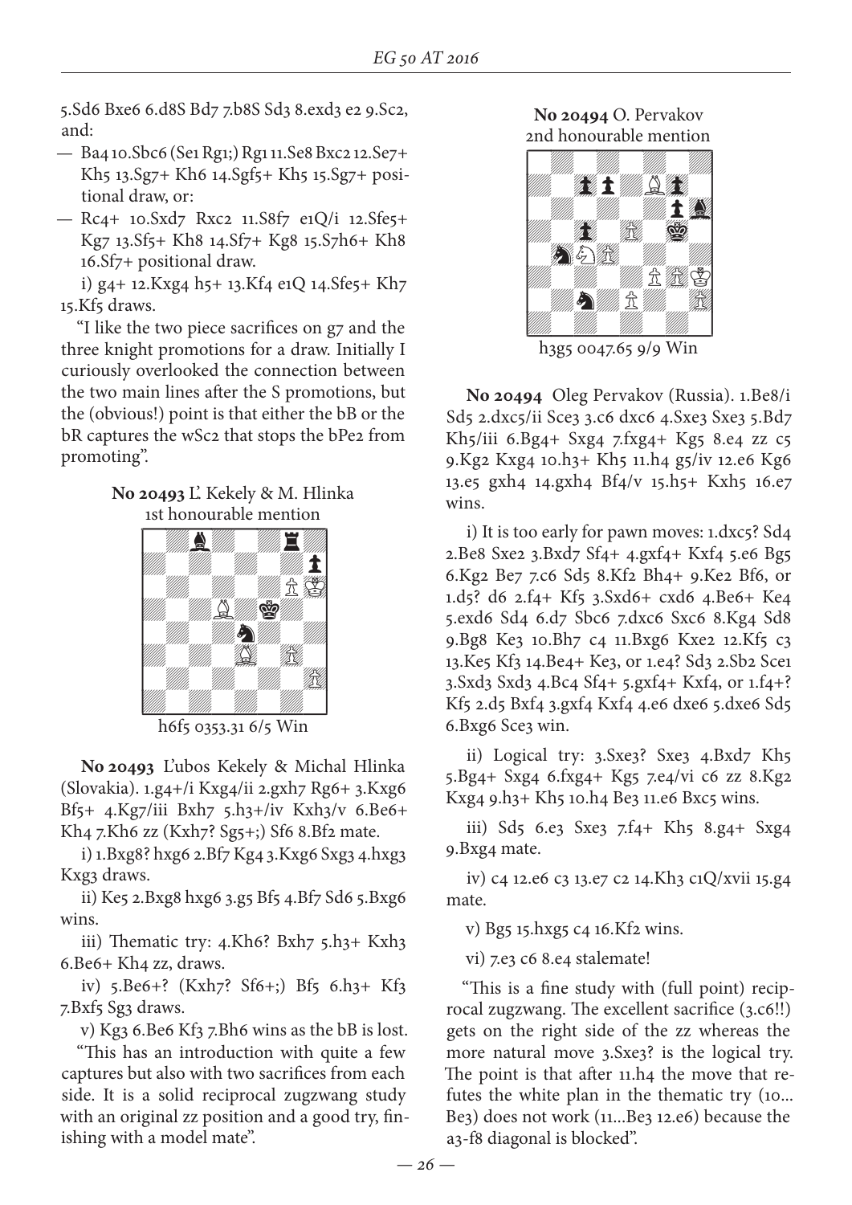5.Sd6 Bxe6 6.d8S Bd7 7.b8S Sd3 8.exd3 e2 9.Sc2, and:

— Ba4 10.Sbc6 (Se1 Rg1;) Rg1 11.Se8 Bxc2 12.Se7+ Kh5 13.Sg7+ Kh6 14.Sgf5+ Kh5 15.Sg7+ positional draw, or:

— Rc4+ 10.Sxd7 Rxc2 11.S8f7 e1Q/i 12.Sfe5+ Kg7 13.Sf5+ Kh8 14.Sf7+ Kg8 15.S7h6+ Kh8 16.Sf7+ positional draw.

i) g4+ 12.Kxg4 h5+ 13.Kf4 e1Q 14.Sfe5+ Kh7 15.Kf5 draws.

"I like the two piece sacrifices on g7 and the three knight promotions for a draw. Initially I curiously overlooked the connection between the two main lines after the S promotions, but the (obvious!) point is that either the bB or the bR captures the wSc2 that stops the bPe2 from promoting".

**No 20493** L'. Kekely & M. Hlinka
1st honourable mention

h6f5 0353.31 6/5 Win

**No 20493** L'ubos Kekely & Michal Hlinka (Slovakia). 1.g4+/i Kxg4/ii 2.gxh7 Rg6+ 3.Kxg6 Bf5+ 4.Kg7/iii Bxh7 5.h3+/iv Kxh3/v 6.Be6+ Kh4 7.Kh6 zz (Kxh7? Sg5+;) Sf6 8.Bf2 mate.

i) 1.Bxg8? hxg6 2.Bf7 Kg4 3.Kxg6 Sxg3 4.hxg3 Kxg3 draws.

ii) Ke5 2.Bxg8 hxg6 3.g5 Bf5 4.Bf7 Sd6 5.Bxg6 wins.

iii) Thematic try: 4.Kh6? Bxh7 5.h3+ Kxh3 6.Be6+ Kh4 zz, draws.

iv) 5.Be6+? (Kxh7? Sf6+;) Bf5 6.h3+ Kf3 7.Bxf5 Sg3 draws.

v) Kg3 6.Be6 Kf3 7.Bh6 wins as the bB is lost.

"This has an introduction with quite a few captures but also with two sacrifices from each side. It is a solid reciprocal zugzwang study with an original zz position and a good try, finishing with a model mate".

**No 20494** O. Pervakov
2nd honourable mention

h3g5 0047.65 9/9 Win

**No 20494** Oleg Pervakov (Russia). 1.Be8/i Sd5 2.dxc5/ii Sce3 3.c6 dxc6 4.Sxe3 Sxe3 5.Bd7 Kh5/iii 6.Bg4+ Sxg4 7.fxg4+ Kg5 8.e4 zz c5 9.Kg2 Kxg4 10.h3+ Kh5 11.h4 g5/iv 12.e6 Kg6 13.e5 gxh4 14.gxh4 Bf4/v 15.h5+ Kxh5 16.e7 wins.

i) It is too early for pawn moves: 1.dxc5? Sd4 2.Be8 Sxe2 3.Bxd7 Sf4+ 4.gxf4+ Kxf4 5.e6 Bg5 6.Kg2 Be7 7.c6 Sd5 8.Kf2 Bh4+ 9.Ke2 Bf6, or 1.d5? d6 2.f4+ Kf5 3.Sxd6+ cxd6 4.Be6+ Ke4 5.exd6 Sd4 6.d7 Sbc6 7.dxc6 Sxc6 8.Kg4 Sd8 9.Bg8 Ke3 10.Bh7 c4 11.Bxg6 Kxe2 12.Kf5 c3 13.Ke5 Kf3 14.Be4+ Ke3, or 1.e4? Sd3 2.Sb2 Sce1 3.Sxd3 Sxd3 4.Bc4 Sf4+ 5.gxf4+ Kxf4, or 1.f4+? Kf5 2.d5 Bxf4 3.gxf4 Kxf4 4.e6 dxe6 5.dxe6 Sd5 6.Bxg6 Sce3 win.

ii) Logical try: 3.Sxe3? Sxe3 4.Bxd7 Kh5 5.Bg4+ Sxg4 6.fxg4+ Kg5 7.e4/vi c6 zz 8.Kg2 Kxg4 9.h3+ Kh5 10.h4 Be3 11.e6 Bxc5 wins.

iii) Sd5 6.e3 Sxe3 7.f4+ Kh5 8.g4+ Sxg4 9.Bxg4 mate.

iv) c4 12.e6 c3 13.e7 c2 14.Kh3 c1Q/xvii 15.g4 mate.

v) Bg5 15.hxg5 c4 16.Kf2 wins.

vi) 7.e3 c6 8.e4 stalemate!

"This is a fine study with (full point) reciprocal zugzwang. The excellent sacrifice (3.c6!!) gets on the right side of the zz whereas the more natural move 3.Sxe3? is the logical try. The point is that after 11.h4 the move that refutes the white plan in the thematic try (10... Be3) does not work (11...Be3 12.e6) because the a3-f8 diagonal is blocked".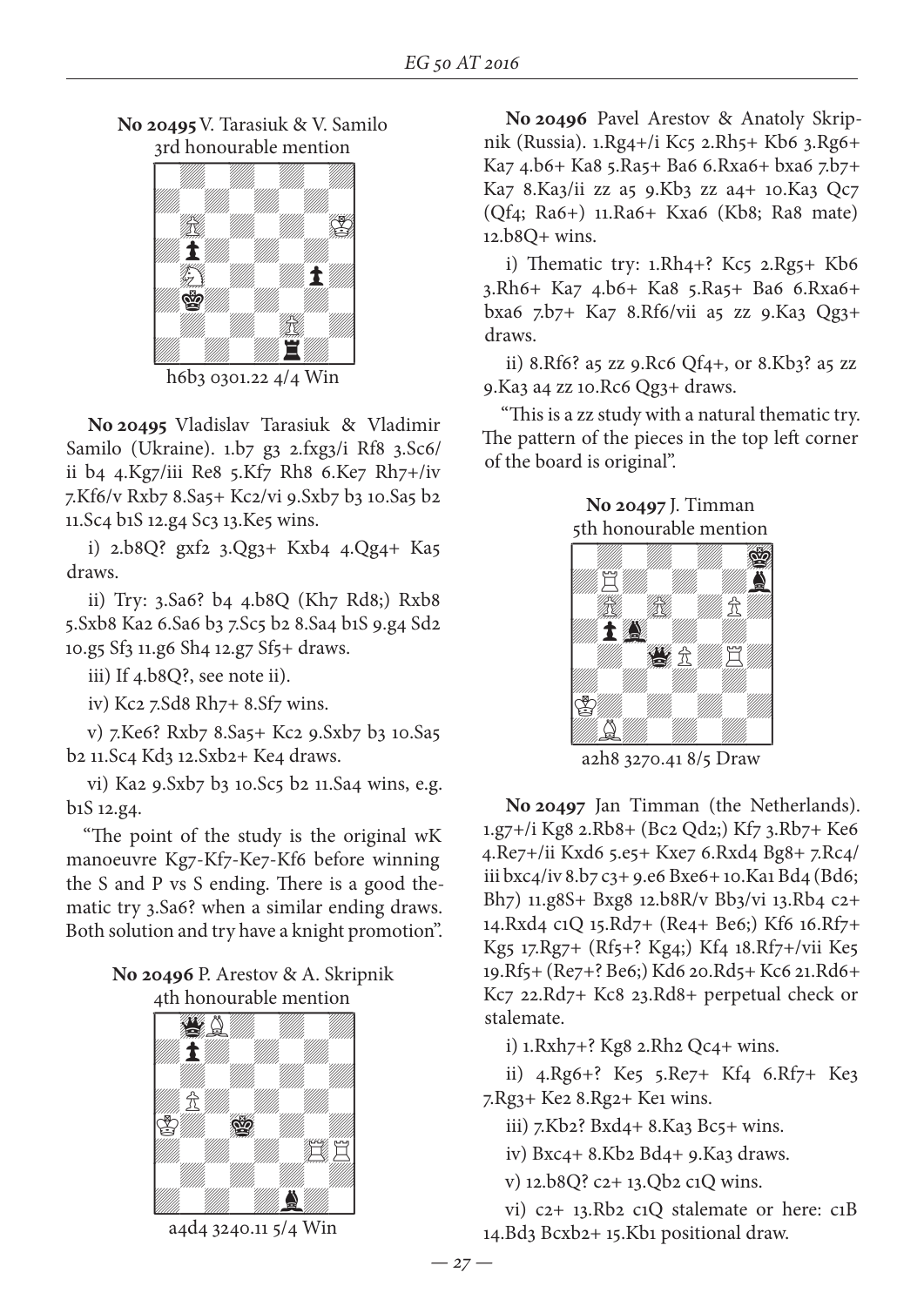**No 20495** V. Tarasiuk & V. Samilo
3rd honourable mention

h6b3 0301.22 4/4 Win

**No 20495** Vladislav Tarasiuk & Vladimir Samilo (Ukraine). 1.b7 g3 2.fxg3/i Rf8 3.Sc6/ii b4 4.Kg7/iii Re8 5.Kf7 Rh8 6.Ke7 Rh7+/iv 7.Kf6/v Rxb7 8.Sa5+ Kc2/vi 9.Sxb7 b3 10.Sa5 b2 11.Sc4 b1S 12.g4 Sc3 13.Ke5 wins.

i) 2.b8Q? gxf2 3.Qg3+ Kxb4 4.Qg4+ Ka5 draws.

ii) Try: 3.Sa6? b4 4.b8Q (Kh7 Rd8;) Rxb8 5.Sxb8 Ka2 6.Sa6 b3 7.Sc5 b2 8.Sa4 b1S 9.g4 Sd2 10.g5 Sf3 11.g6 Sh4 12.g7 Sf5+ draws.

iii) If 4.b8Q?, see note ii).

iv) Kc2 7.Sd8 Rh7+ 8.Sf7 wins.

v) 7.Ke6? Rxb7 8.Sa5+ Kc2 9.Sxb7 b3 10.Sa5 b2 11.Sc4 Kd3 12.Sxb2+ Ke4 draws.

vi) Ka2 9.Sxb7 b3 10.Sc5 b2 11.Sa4 wins, e.g. b1S 12.g4.

"The point of the study is the original wK manoeuvre Kg7-Kf7-Ke7-Kf6 before winning the S and P vs S ending. There is a good thematic try 3.Sa6? when a similar ending draws. Both solution and try have a knight promotion".

**No 20496** P. Arestov & A. Skripnik
4th honourable mention

a4d4 3240.11 5/4 Win

**No 20496** Pavel Arestov & Anatoly Skripnik (Russia). 1.Rg4+/i Kc5 2.Rh5+ Kb6 3.Rg6+ Ka7 4.b6+ Ka8 5.Ra5+ Ba6 6.Rxa6+ bxa6 7.b7+ Ka7 8.Ka3/ii zz a5 9.Kb3 zz a4+ 10.Ka3 Qc7 (Qf4; Ra6+) 11.Ra6+ Kxa6 (Kb8; Ra8 mate) 12.b8Q+ wins.

i) Thematic try: 1.Rh4+? Kc5 2.Rg5+ Kb6 3.Rh6+ Ka7 4.b6+ Ka8 5.Ra5+ Ba6 6.Rxa6+ bxa6 7.b7+ Ka7 8.Rf6/vii a5 zz 9.Ka3 Qg3+ draws.

ii) 8.Rf6? a5 zz 9.Rc6 Qf4+, or 8.Kb3? a5 zz 9.Ka3 a4 zz 10.Rc6 Qg3+ draws.

"This is a zz study with a natural thematic try. The pattern of the pieces in the top left corner of the board is original".

**No 20497** J. Timman
5th honourable mention

a2h8 3270.41 8/5 Draw

**No 20497** Jan Timman (the Netherlands). 1.g7+/i Kg8 2.Rb8+ (Bc2 Qd2;) Kf7 3.Rb7+ Ke6 4.Re7+/ii Kxd6 5.e5+ Kxe7 6.Rxd4 Bg8+ 7.Rc4/iii bxc4/iv 8.b7 c3+ 9.e6 Bxe6+ 10.Ka1 Bd4 (Bd6; Bh7) 11.g8S+ Bxg8 12.b8R/v Bb3/vi 13.Rb4 c2+ 14.Rxd4 c1Q 15.Rd7+ (Re4+ Be6;) Kf6 16.Rf7+ Kg5 17.Rg7+ (Rf5+? Kg4;) Kf4 18.Rf7+/vii Ke5 19.Rf5+ (Re7+? Be6;) Kd6 20.Rd5+ Kc6 21.Rd6+ Kc7 22.Rd7+ Kc8 23.Rd8+ perpetual check or stalemate.

i) 1.Rxh7+? Kg8 2.Rh2 Qc4+ wins.

ii) 4.Rg6+? Ke5 5.Re7+ Kf4 6.Rf7+ Ke3 7.Rg3+ Ke2 8.Rg2+ Ke1 wins.

iii) 7.Kb2? Bxd4+ 8.Ka3 Bc5+ wins.

iv) Bxc4+ 8.Kb2 Bd4+ 9.Ka3 draws.

v) 12.b8Q? c2+ 13.Qb2 c1Q wins.

vi) c2+ 13.Rb2 c1Q stalemate or here: c1B 14.Bd3 Bcxb2+ 15.Kb1 positional draw.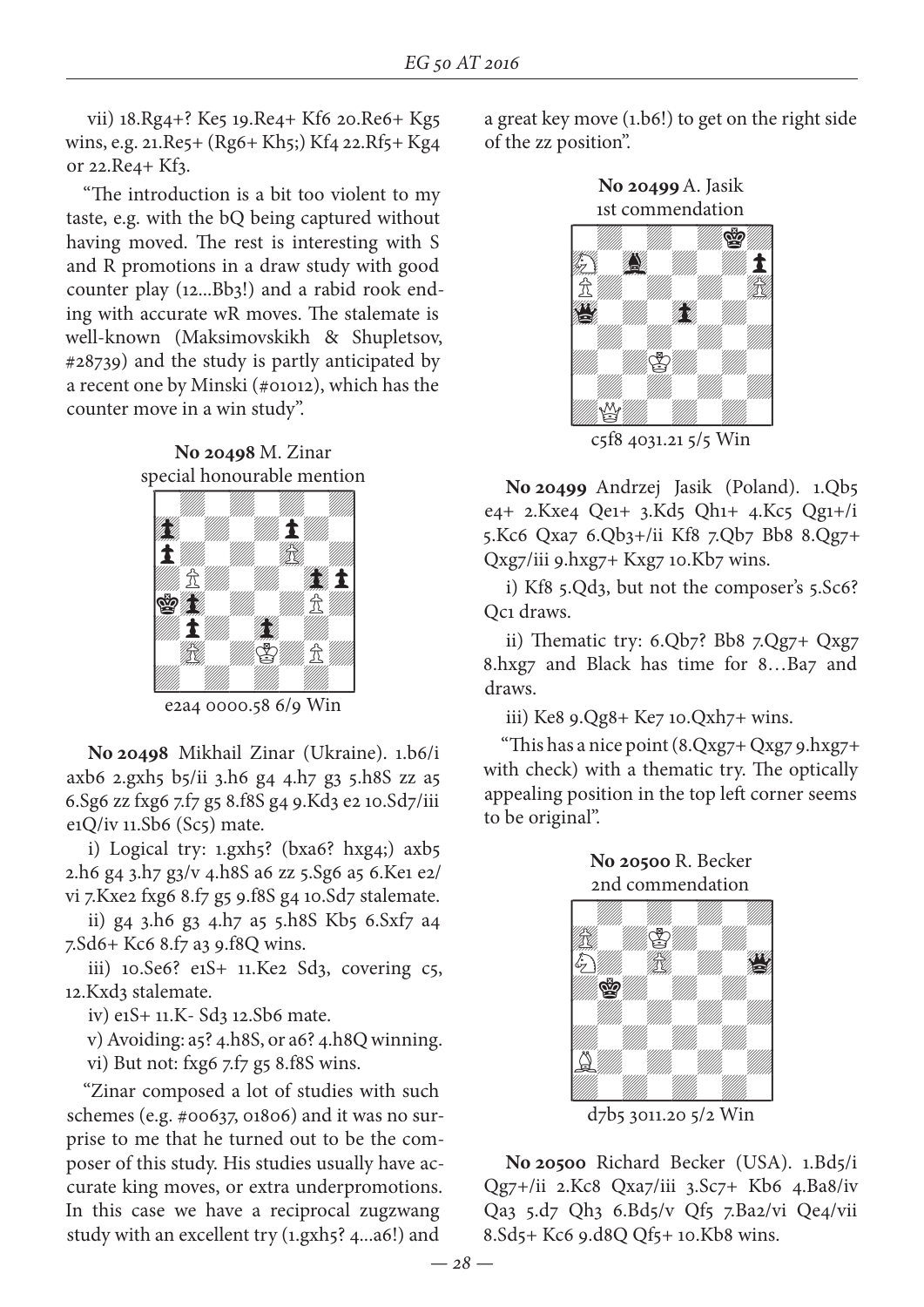vii) 18.Rg4+? Ke5 19.Re4+ Kf6 20.Re6+ Kg5 wins, e.g. 21.Re5+ (Rg6+ Kh5;) Kf4 22.Rf5+ Kg4 or 22.Re4+ Kf3.

"The introduction is a bit too violent to my taste, e.g. with the bQ being captured without having moved. The rest is interesting with S and R promotions in a draw study with good counter play (12...Bb3!) and a rabid rook ending with accurate wR moves. The stalemate is well-known (Maksimovskikh & Shupletsov, #28739) and the study is partly anticipated by a recent one by Minski (#01012), which has the counter move in a win study".

**No 20498** M. Zinar
special honourable mention

e2a4 0000.58 6/9 Win

**No 20498** Mikhail Zinar (Ukraine). 1.b6/i axb6 2.gxh5 b5/ii 3.h6 g4 4.h7 g3 5.h8S zz a5 6.Sg6 zz fxg6 7.f7 g5 8.f8S g4 9.Kd3 e2 10.Sd7/iii e1Q/iv 11.Sb6 (Sc5) mate.

i) Logical try: 1.gxh5? (bxa6? hxg4;) axb5 2.h6 g4 3.h7 g3/v 4.h8S a6 zz 5.Sg6 a5 6.Ke1 e2/vi 7.Kxe2 fxg6 8.f7 g5 9.f8S g4 10.Sd7 stalemate.

ii) g4 3.h6 g3 4.h7 a5 5.h8S Kb5 6.Sxf7 a4 7.Sd6+ Kc6 8.f7 a3 9.f8Q wins.

iii) 10.Se6? e1S+ 11.Ke2 Sd3, covering c5, 12.Kxd3 stalemate.

iv) e1S+ 11.K- Sd3 12.Sb6 mate.

v) Avoiding: a5? 4.h8S, or a6? 4.h8Q winning.

vi) But not: fxg6 7.f7 g5 8.f8S wins.

"Zinar composed a lot of studies with such schemes (e.g. #00637, 01806) and it was no surprise to me that he turned out to be the composer of this study. His studies usually have accurate king moves, or extra underpromotions. In this case we have a reciprocal zugzwang study with an excellent try (1.gxh5? 4...a6!) and a great key move (1.b6!) to get on the right side of the zz position".

**No 20499** A. Jasik
1st commendation

c5f8 4031.21 5/5 Win

**No 20499** Andrzej Jasik (Poland). 1.Qb5 e4+ 2.Kxe4 Qe1+ 3.Kd5 Qh1+ 4.Kc5 Qg1+/i 5.Kc6 Qxa7 6.Qb3+/ii Kf8 7.Qb7 Bb8 8.Qg7+ Qxg7/iii 9.hxg7+ Kxg7 10.Kb7 wins.

i) Kf8 5.Qd3, but not the composer's 5.Sc6? Qc1 draws.

ii) Thematic try: 6.Qb7? Bb8 7.Qg7+ Qxg7 8.hxg7 and Black has time for 8…Ba7 and draws.

iii) Ke8 9.Qg8+ Ke7 10.Qxh7+ wins.

"This has a nice point (8.Qxg7+ Qxg7 9.hxg7+ with check) with a thematic try. The optically appealing position in the top left corner seems to be original".

**No 20500** R. Becker
2nd commendation

d7b5 3011.20 5/2 Win

**No 20500** Richard Becker (USA). 1.Bd5/i Qg7+/ii 2.Kc8 Qxa7/iii 3.Sc7+ Kb6 4.Ba8/iv Qa3 5.d7 Qh3 6.Bd5/v Qf5 7.Ba2/vi Qe4/vii 8.Sd5+ Kc6 9.d8Q Qf5+ 10.Kb8 wins.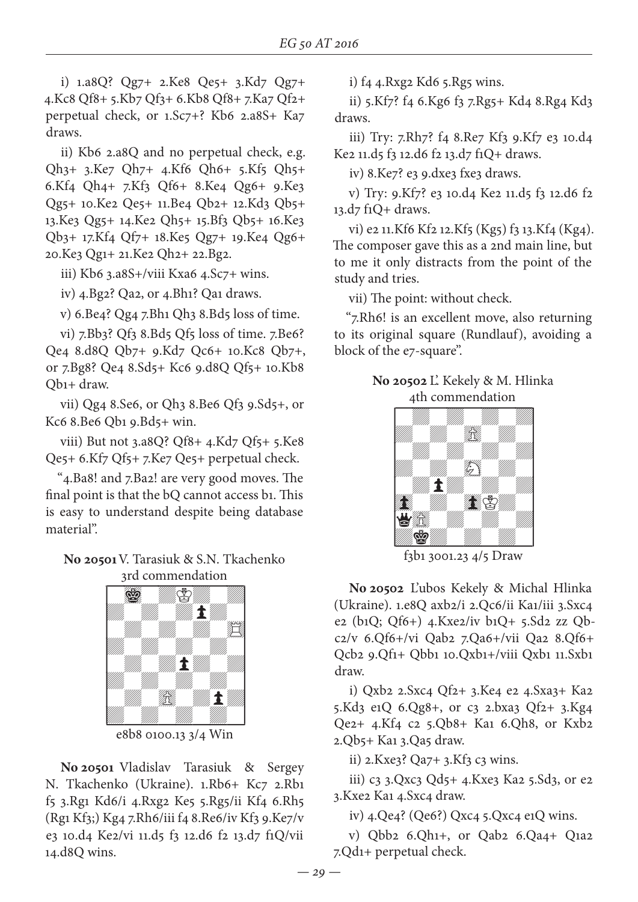i) 1.a8Q? Qg7+ 2.Ke8 Qe5+ 3.Kd7 Qg7+ 4.Kc8 Qf8+ 5.Kb7 Qf3+ 6.Kb8 Qf8+ 7.Ka7 Qf2+ perpetual check, or 1.Sc7+? Kb6 2.a8S+ Ka7 draws.

ii) Kb6 2.a8Q and no perpetual check, e.g. Qh3+ 3.Ke7 Qh7+ 4.Kf6 Qh6+ 5.Kf5 Qh5+ 6.Kf4 Qh4+ 7.Kf3 Qf6+ 8.Ke4 Qg6+ 9.Ke3 Qg5+ 10.Ke2 Qe5+ 11.Be4 Qb2+ 12.Kd3 Qb5+ 13.Ke3 Qg5+ 14.Ke2 Qh5+ 15.Bf3 Qb5+ 16.Ke3 Qb3+ 17.Kf4 Qf7+ 18.Ke5 Qg7+ 19.Ke4 Qg6+ 20.Ke3 Qg1+ 21.Ke2 Qh2+ 22.Bg2.

iii) Kb6 3.a8S+/viii Kxa6 4.Sc7+ wins.

iv) 4.Bg2? Qa2, or 4.Bh1? Qa1 draws.

v) 6.Be4? Qg4 7.Bh1 Qh3 8.Bd5 loss of time.

vi) 7.Bb3? Qf3 8.Bd5 Qf5 loss of time. 7.Be6? Qe4 8.d8Q Qb7+ 9.Kd7 Qc6+ 10.Kc8 Qb7+, or 7.Bg8? Qe4 8.Sd5+ Kc6 9.d8Q Qf5+ 10.Kb8 Qb1+ draw.

vii) Qg4 8.Se6, or Qh3 8.Be6 Qf3 9.Sd5+, or Kc6 8.Be6 Qb1 9.Bd5+ win.

viii) But not 3.a8Q? Qf8+ 4.Kd7 Qf5+ 5.Ke8 Qe5+ 6.Kf7 Qf5+ 7.Ke7 Qe5+ perpetual check.

"4.Ba8! and 7.Ba2! are very good moves. The final point is that the bQ cannot access b1. This is easy to understand despite being database material".

**No 20501** V. Tarasiuk & S.N. Tkachenko
3rd commendation

e8b8 0100.13 3/4 Win

**No 20501** Vladislav Tarasiuk & Sergey N. Tkachenko (Ukraine). 1.Rb6+ Kc7 2.Rb1 f5 3.Rg1 Kd6/i 4.Rxg2 Ke5 5.Rg5/ii Kf4 6.Rh5 (Rg1 Kf3;) Kg4 7.Rh6/iii f4 8.Re6/iv Kf3 9.Ke7/v e3 10.d4 Ke2/vi 11.d5 f3 12.d6 f2 13.d7 f1Q/vii 14.d8Q wins.

i) f4 4.Rxg2 Kd6 5.Rg5 wins.

ii) 5.Kf7? f4 6.Kg6 f3 7.Rg5+ Kd4 8.Rg4 Kd3 draws.

iii) Try: 7.Rh7? f4 8.Re7 Kf3 9.Kf7 e3 10.d4 Ke2 11.d5 f3 12.d6 f2 13.d7 f1Q+ draws.

iv) 8.Ke7? e3 9.dxe3 fxe3 draws.

v) Try: 9.Kf7? e3 10.d4 Ke2 11.d5 f3 12.d6 f2 13.d7 f1Q+ draws.

vi) e2 11.Kf6 Kf2 12.Kf5 (Kg5) f3 13.Kf4 (Kg4). The composer gave this as a 2nd main line, but to me it only distracts from the point of the study and tries.

vii) The point: without check.

"7.Rh6! is an excellent move, also returning to its original square (Rundlauf), avoiding a block of the e7-square".

**No 20502** Ľ. Kekely & M. Hlinka
4th commendation

f3b1 3001.23 4/5 Draw

**No 20502** Ľubos Kekely & Michal Hlinka (Ukraine). 1.e8Q axb2/i 2.Qc6/ii Ka1/iii 3.Sxc4 e2 (b1Q; Qf6+) 4.Kxe2/iv b1Q+ 5.Sd2 zz Qbc2/v 6.Qf6+/vi Qab2 7.Qa6+/vii Qa2 8.Qf6+ Qcb2 9.Qf1+ Qbb1 10.Qxb1+/viii Qxb1 11.Sxb1 draw.

i) Qxb2 2.Sxc4 Qf2+ 3.Ke4 e2 4.Sxa3+ Ka2 5.Kd3 e1Q 6.Qg8+, or c3 2.bxa3 Qf2+ 3.Kg4 Qe2+ 4.Kf4 c2 5.Qb8+ Ka1 6.Qh8, or Kxb2 2.Qb5+ Ka1 3.Qa5 draw.

ii) 2.Kxe3? Qa7+ 3.Kf3 c3 wins.

iii) c3 3.Qxc3 Qd5+ 4.Kxe3 Ka2 5.Sd3, or e2 3.Kxe2 Ka1 4.Sxc4 draw.

iv) 4.Qe4? (Qe6?) Qxc4 5.Qxc4 e1Q wins.

v) Qbb2 6.Qh1+, or Qab2 6.Qa4+ Q1a2 7.Qd1+ perpetual check.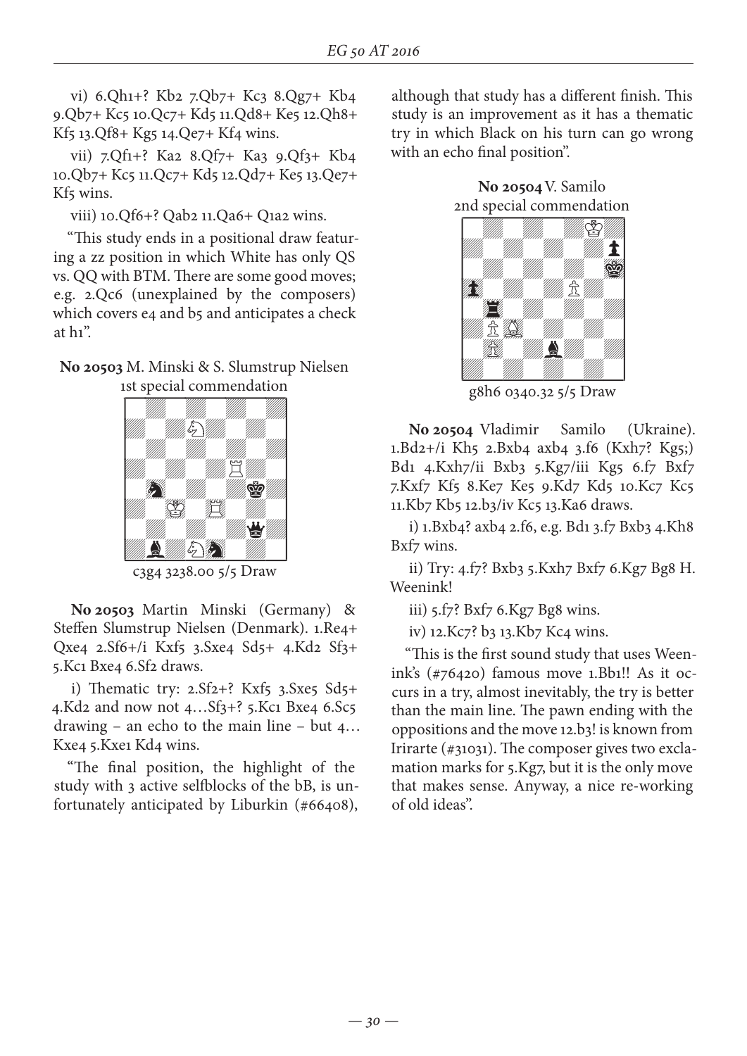vi) 6.Qh1+? Kb2 7.Qb7+ Kc3 8.Qg7+ Kb4 9.Qb7+ Kc5 10.Qc7+ Kd5 11.Qd8+ Ke5 12.Qh8+ Kf5 13.Qf8+ Kg5 14.Qe7+ Kf4 wins.

vii) 7.Qf1+? Ka2 8.Qf7+ Ka3 9.Qf3+ Kb4 10.Qb7+ Kc5 11.Qc7+ Kd5 12.Qd7+ Ke5 13.Qe7+ Kf5 wins.

viii) 10.Qf6+? Qab2 11.Qa6+ Q1a2 wins.

"This study ends in a positional draw featuring a zz position in which White has only QS vs. QQ with BTM. There are some good moves; e.g. 2.Qc6 (unexplained by the composers) which covers e4 and b5 and anticipates a check at h1".

**No 20503** M. Minski & S. Slumstrup Nielsen
1st special commendation

c3g4 3238.00 5/5 Draw

**No 20503** Martin Minski (Germany) & Steffen Slumstrup Nielsen (Denmark). 1.Re4+ Qxe4 2.Sf6+/i Kxf5 3.Sxe4 Sd5+ 4.Kd2 Sf3+ 5.Kc1 Bxe4 6.Sf2 draws.

i) Thematic try: 2.Sf2+? Kxf5 3.Sxe5 Sd5+ 4.Kd2 and now not 4…Sf3+? 5.Kc1 Bxe4 6.Sc5 drawing – an echo to the main line – but 4…Kxe4 5.Kxe1 Kd4 wins.

"The final position, the highlight of the study with 3 active selfblocks of the bB, is unfortunately anticipated by Liburkin (#66408), although that study has a different finish. This study is an improvement as it has a thematic try in which Black on his turn can go wrong with an echo final position".

**No 20504** V. Samilo
2nd special commendation

g8h6 0340.32 5/5 Draw

**No 20504** Vladimir Samilo (Ukraine). 1.Bd2+/i Kh5 2.Bxb4 axb4 3.f6 (Kxh7? Kg5;) Bd1 4.Kxh7/ii Bxb3 5.Kg7/iii Kg5 6.f7 Bxf7 7.Kxf7 Kf5 8.Ke7 Ke5 9.Kd7 Kd5 10.Kc7 Kc5 11.Kb7 Kb5 12.b3/iv Kc5 13.Ka6 draws.

i) 1.Bxb4? axb4 2.f6, e.g. Bd1 3.f7 Bxb3 4.Kh8 Bxf7 wins.

ii) Try: 4.f7? Bxb3 5.Kxh7 Bxf7 6.Kg7 Bg8 H. Weenink!

iii) 5.f7? Bxf7 6.Kg7 Bg8 wins.

iv) 12.Kc7? b3 13.Kb7 Kc4 wins.

"This is the first sound study that uses Weenink's (#76420) famous move 1.Bb1!! As it occurs in a try, almost inevitably, the try is better than the main line. The pawn ending with the oppositions and the move 12.b3! is known from Irirarte (#31031). The composer gives two exclamation marks for 5.Kg7, but it is the only move that makes sense. Anyway, a nice re-working of old ideas".